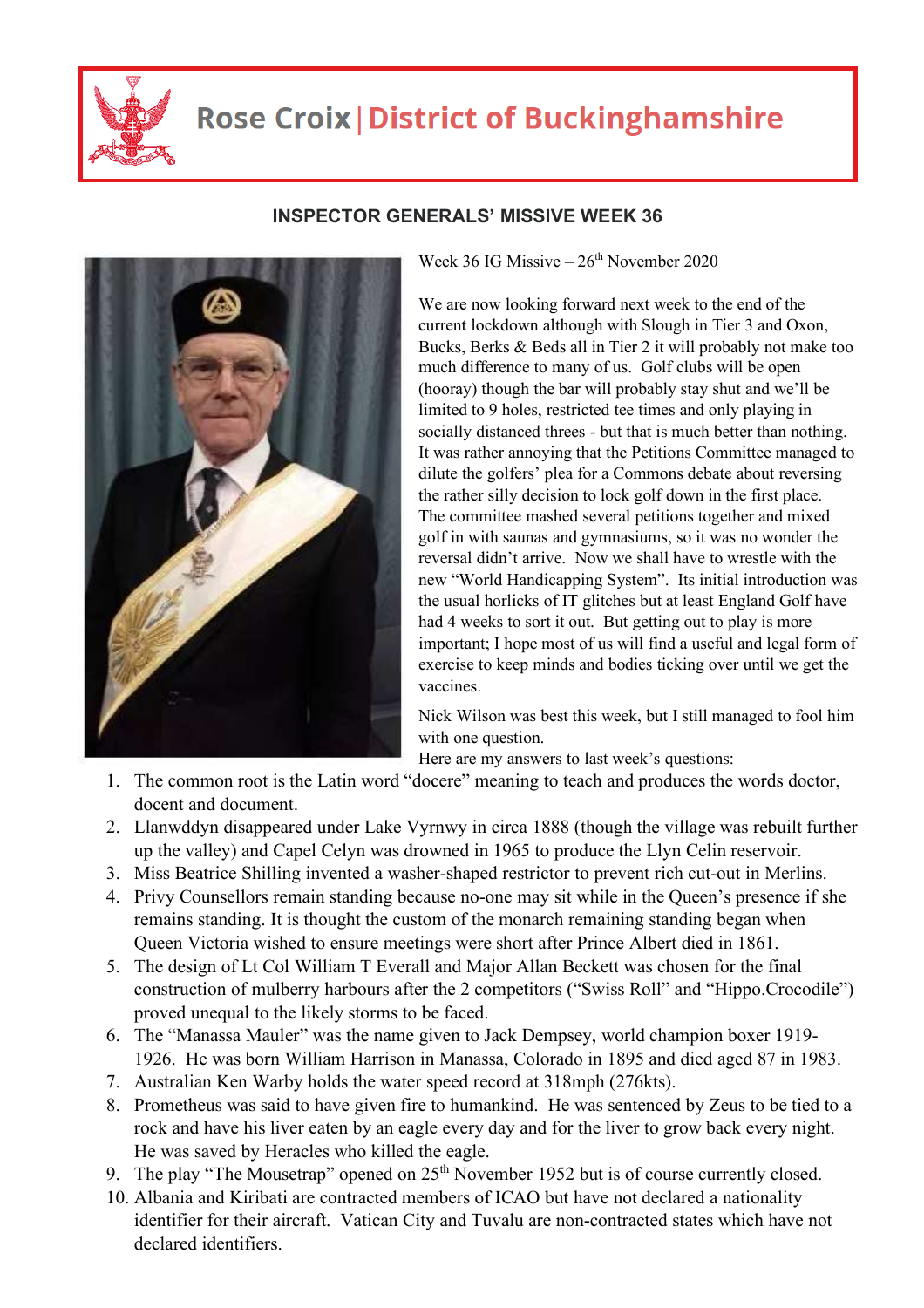# Rose Croix | District of Buckinghamshire

## INSPECTOR GENERALS' MISSIVE WEEK 36

Week 36 IG Missive – 26th November 2020

We are now looking forward next week to the end of the current lockdown although with Slough in Tier 3 and Oxon, Bucks, Berks & Beds all in Tier 2 it will probably not make too much difference to many of us. Golf clubs will be open (hooray) though the bar will probably stay shut and we'll be limited to 9 holes, restricted tee times and only playing in socially distanced threes - but that is much better than nothing. It was rather annoying that the Petitions Committee managed to dilute the golfers' plea for a Commons debate about reversing the rather silly decision to lock golf down in the first place. The committee mashed several petitions together and mixed golf in with saunas and gymnasiums, so it was no wonder the reversal didn't arrive. Now we shall have to wrestle with the new "World Handicapping System". Its initial introduction was the usual horlicks of IT glitches but at least England Golf have had 4 weeks to sort it out. But getting out to play is more important; I hope most of us will find a useful and legal form of exercise to keep minds and bodies ticking over until we get the vaccines.

Nick Wilson was best this week, but I still managed to fool him with one question.

Here are my answers to last week's questions:

1. The common root is the Latin word "docere" meaning to teach and produces the words doctor, docent and document.
2. Llanwddyn disappeared under Lake Vyrnwy in circa 1888 (though the village was rebuilt further up the valley) and Capel Celyn was drowned in 1965 to produce the Llyn Celin reservoir.
3. Miss Beatrice Shilling invented a washer-shaped restrictor to prevent rich cut-out in Merlins.
4. Privy Counsellors remain standing because no-one may sit while in the Queen's presence if she remains standing. It is thought the custom of the monarch remaining standing began when Queen Victoria wished to ensure meetings were short after Prince Albert died in 1861.
5. The design of Lt Col William T Everall and Major Allan Beckett was chosen for the final construction of mulberry harbours after the 2 competitors ("Swiss Roll" and "Hippo.Crocodile") proved unequal to the likely storms to be faced.
6. The "Manassa Mauler" was the name given to Jack Dempsey, world champion boxer 1919-1926. He was born William Harrison in Manassa, Colorado in 1895 and died aged 87 in 1983.
7. Australian Ken Warby holds the water speed record at 318mph (276kts).
8. Prometheus was said to have given fire to humankind. He was sentenced by Zeus to be tied to a rock and have his liver eaten by an eagle every day and for the liver to grow back every night. He was saved by Heracles who killed the eagle.
9. The play "The Mousetrap" opened on 25th November 1952 but is of course currently closed.
10. Albania and Kiribati are contracted members of ICAO but have not declared a nationality identifier for their aircraft. Vatican City and Tuvalu are non-contracted states which have not declared identifiers.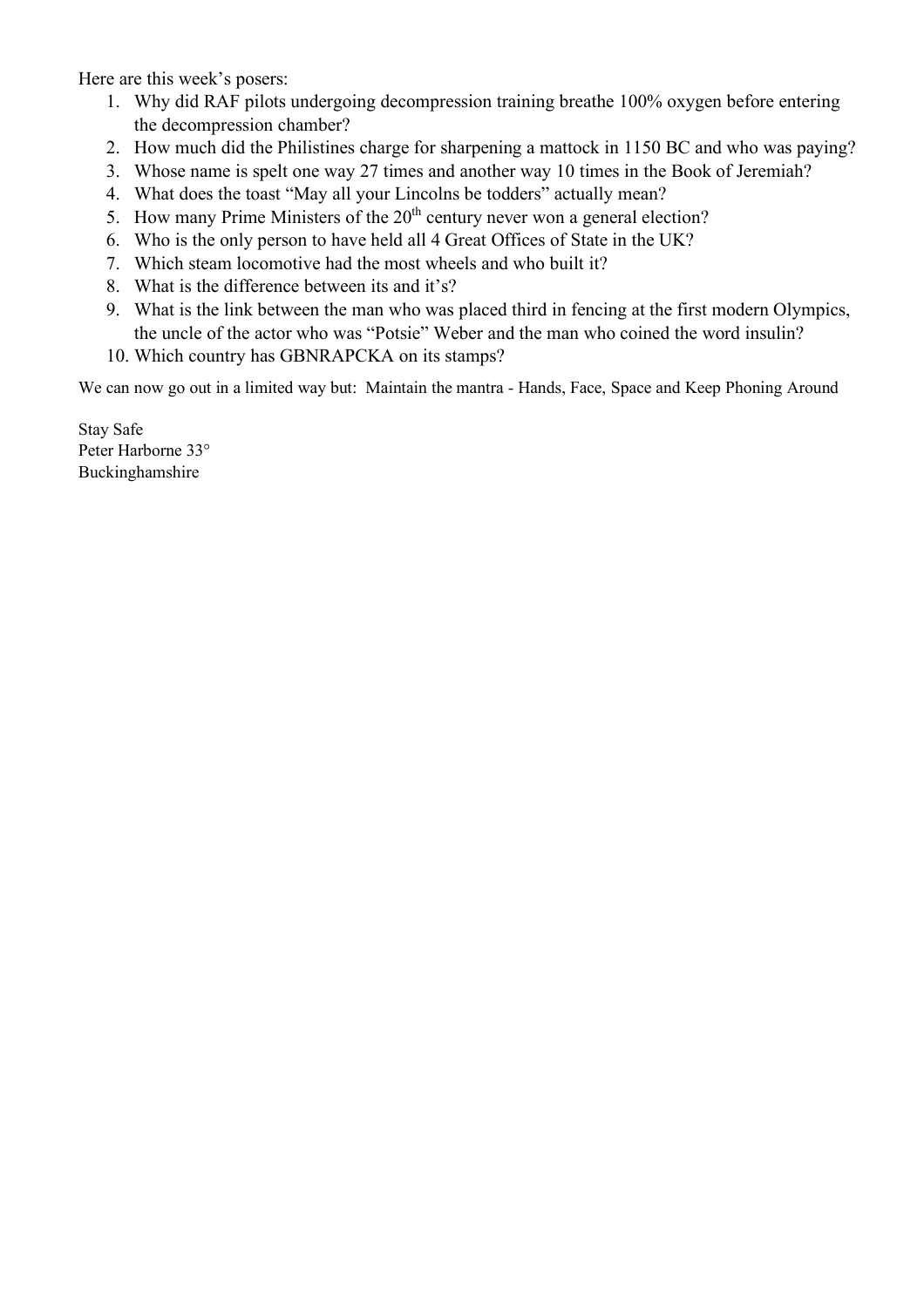Here are this week's posers:

1. Why did RAF pilots undergoing decompression training breathe 100% oxygen before entering the decompression chamber?
2. How much did the Philistines charge for sharpening a mattock in 1150 BC and who was paying?
3. Whose name is spelt one way 27 times and another way 10 times in the Book of Jeremiah?
4. What does the toast "May all your Lincolns be todders" actually mean?
5. How many Prime Ministers of the 20th century never won a general election?
6. Who is the only person to have held all 4 Great Offices of State in the UK?
7. Which steam locomotive had the most wheels and who built it?
8. What is the difference between its and it's?
9. What is the link between the man who was placed third in fencing at the first modern Olympics, the uncle of the actor who was "Potsie" Weber and the man who coined the word insulin?
10. Which country has GBNRAPCKA on its stamps?

We can now go out in a limited way but: Maintain the mantra - Hands, Face, Space and Keep Phoning Around

Stay Safe
Peter Harborne 33°
Buckinghamshire